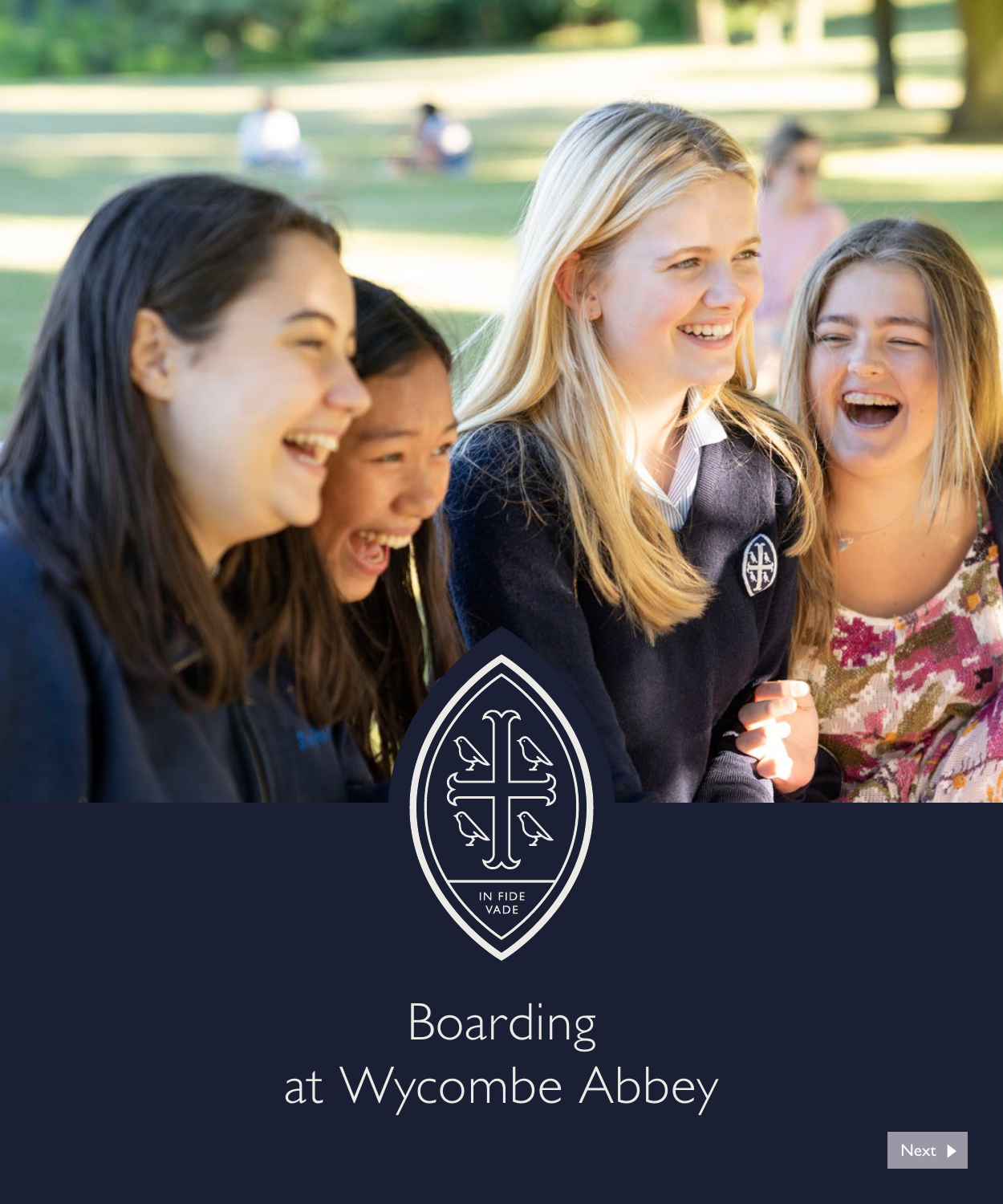IN FIDE VADE

# Boarding at Wycombe Abbey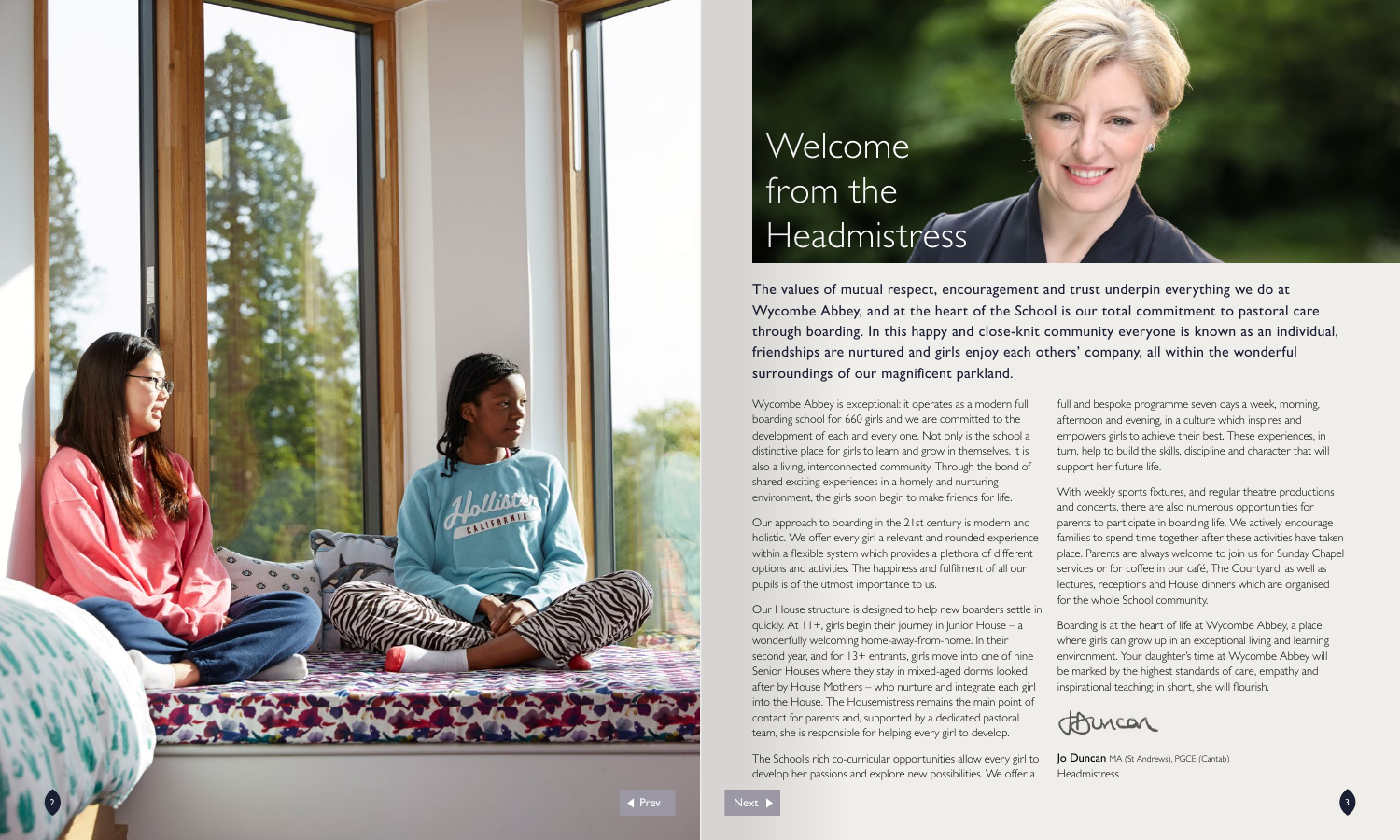# Welcome from the Headmistress

**The values of mutual respect, encouragement and trust underpin everything we do at Wycombe Abbey, and at the heart of the School is our total commitment to pastoral care through boarding. In this happy and close-knit community everyone is known as an individual, friendships are nurtured and girls enjoy each others' company, all within the wonderful surroundings of our magnificent parkland.**

Wycombe Abbey is exceptional: it operates as a modern full boarding school for 660 girls and we are committed to the development of each and every one. Not only is the school a distinctive place for girls to learn and grow in themselves, it is also a living, interconnected community. Through the bond of shared exciting experiences in a homely and nurturing environment, the girls soon begin to make friends for life.

Our approach to boarding in the 21st century is modern and holistic. We offer every girl a relevant and rounded experience within a flexible system which provides a plethora of different options and activities. The happiness and fulfilment of all our pupils is of the utmost importance to us.

Our House structure is designed to help new boarders settle in quickly. At 11+, girls begin their journey in Junior House – a wonderfully welcoming home-away-from-home. In their second year, and for 13+ entrants, girls move into one of nine Senior Houses where they stay in mixed-aged dorms looked after by House Mothers – who nurture and integrate each girl into the House. The Housemistress remains the main point of contact for parents and, supported by a dedicated pastoral team, she is responsible for helping every girl to develop.

The School's rich co-curricular opportunities allow every girl to develop her passions and explore new possibilities. We offer a full and bespoke programme seven days a week, morning, afternoon and evening, in a culture which inspires and empowers girls to achieve their best. These experiences, in turn, help to build the skills, discipline and character that will support her future life.

With weekly sports fixtures, and regular theatre productions and concerts, there are also numerous opportunities for parents to participate in boarding life. We actively encourage families to spend time together after these activities have taken place. Parents are always welcome to join us for Sunday Chapel services or for coffee in our café, The Courtyard, as well as lectures, receptions and House dinners which are organised for the whole School community.

Boarding is at the heart of life at Wycombe Abbey, a place where girls can grow up in an exceptional living and learning environment. Your daughter's time at Wycombe Abbey will be marked by the highest standards of care, empathy and inspirational teaching; in short, she will flourish.

JDuncan

**Jo Duncan** MA (St Andrews), PGCE (Cantab)
Headmistress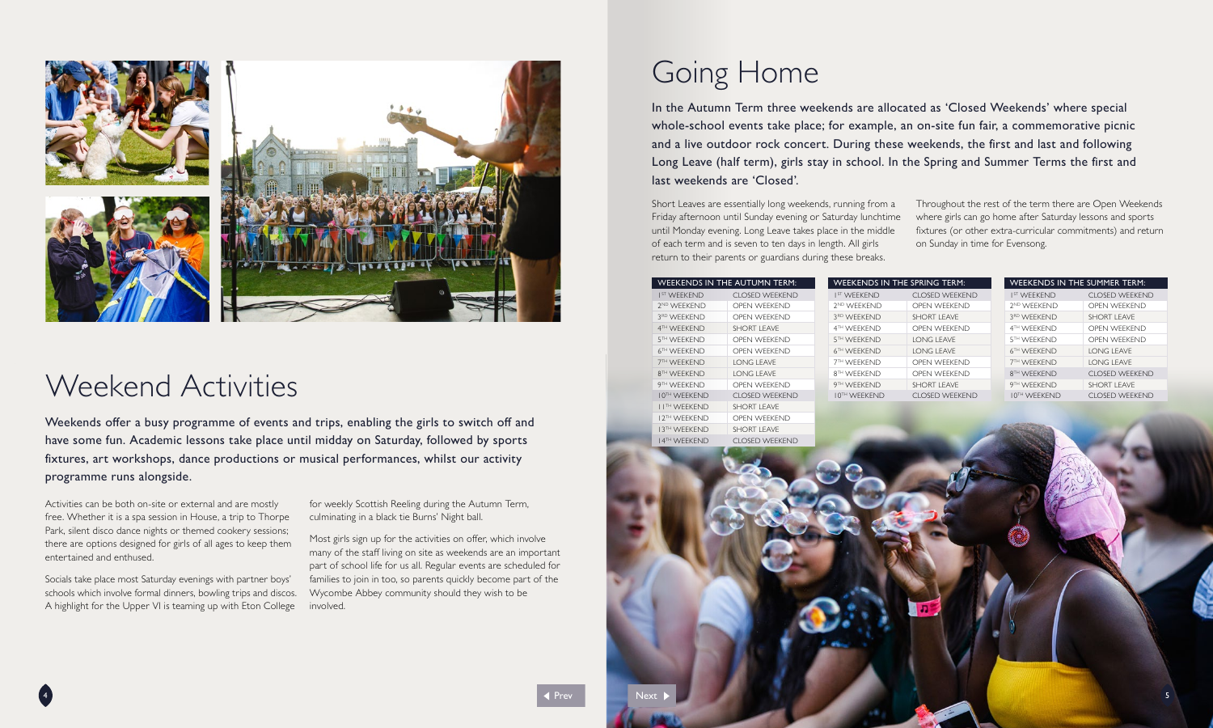# Weekend Activities

Weekends offer a busy programme of events and trips, enabling the girls to switch off and have some fun. Academic lessons take place until midday on Saturday, followed by sports fixtures, art workshops, dance productions or musical performances, whilst our activity programme runs alongside.

Activities can be both on-site or external and are mostly free. Whether it is a spa session in House, a trip to Thorpe Park, silent disco dance nights or themed cookery sessions; there are options designed for girls of all ages to keep them entertained and enthused.

Socials take place most Saturday evenings with partner boys' schools which involve formal dinners, bowling trips and discos. A highlight for the Upper VI is teaming up with Eton College for weekly Scottish Reeling during the Autumn Term, culminating in a black tie Burns' Night ball.

Most girls sign up for the activities on offer, which involve many of the staff living on site as weekends are an important part of school life for us all. Regular events are scheduled for families to join in too, so parents quickly become part of the Wycombe Abbey community should they wish to be involved.

# Going Home

In the Autumn Term three weekends are allocated as 'Closed Weekends' where special whole-school events take place; for example, an on-site fun fair, a commemorative picnic and a live outdoor rock concert. During these weekends, the first and last and following Long Leave (half term), girls stay in school. In the Spring and Summer Terms the first and last weekends are 'Closed'.

Short Leaves are essentially long weekends, running from a Friday afternoon until Sunday evening or Saturday lunchtime until Monday evening. Long Leave takes place in the middle of each term and is seven to ten days in length. All girls return to their parents or guardians during these breaks.

Throughout the rest of the term there are Open Weekends where girls can go home after Saturday lessons and sports fixtures (or other extra-curricular commitments) and return on Sunday in time for Evensong.

| WEEKENDS IN THE AUTUMN TERM: | |
|---|---|
| 1ST WEEKEND | CLOSED WEEKEND |
| 2ND WEEKEND | OPEN WEEKEND |
| 3RD WEEKEND | OPEN WEEKEND |
| 4TH WEEKEND | SHORT LEAVE |
| 5TH WEEKEND | OPEN WEEKEND |
| 6TH WEEKEND | OPEN WEEKEND |
| 7TH WEEKEND | LONG LEAVE |
| 8TH WEEKEND | LONG LEAVE |
| 9TH WEEKEND | OPEN WEEKEND |
| 10TH WEEKEND | CLOSED WEEKEND |
| 11TH WEEKEND | SHORT LEAVE |
| 12TH WEEKEND | OPEN WEEKEND |
| 13TH WEEKEND | SHORT LEAVE |
| 14TH WEEKEND | CLOSED WEEKEND |

| WEEKENDS IN THE SPRING TERM: | |
|---|---|
| 1ST WEEKEND | CLOSED WEEKEND |
| 2ND WEEKEND | OPEN WEEKEND |
| 3RD WEEKEND | SHORT LEAVE |
| 4TH WEEKEND | OPEN WEEKEND |
| 5TH WEEKEND | LONG LEAVE |
| 6TH WEEKEND | LONG LEAVE |
| 7TH WEEKEND | OPEN WEEKEND |
| 8TH WEEKEND | OPEN WEEKEND |
| 9TH WEEKEND | SHORT LEAVE |
| 10TH WEEKEND | CLOSED WEEKEND |

| WEEKENDS IN THE SUMMER TERM: | |
|---|---|
| 1ST WEEKEND | CLOSED WEEKEND |
| 2ND WEEKEND | OPEN WEEKEND |
| 3RD WEEKEND | SHORT LEAVE |
| 4TH WEEKEND | OPEN WEEKEND |
| 5TH WEEKEND | OPEN WEEKEND |
| 6TH WEEKEND | LONG LEAVE |
| 7TH WEEKEND | LONG LEAVE |
| 8TH WEEKEND | CLOSED WEEKEND |
| 9TH WEEKEND | SHORT LEAVE |
| 10TH WEEKEND | CLOSED WEEKEND |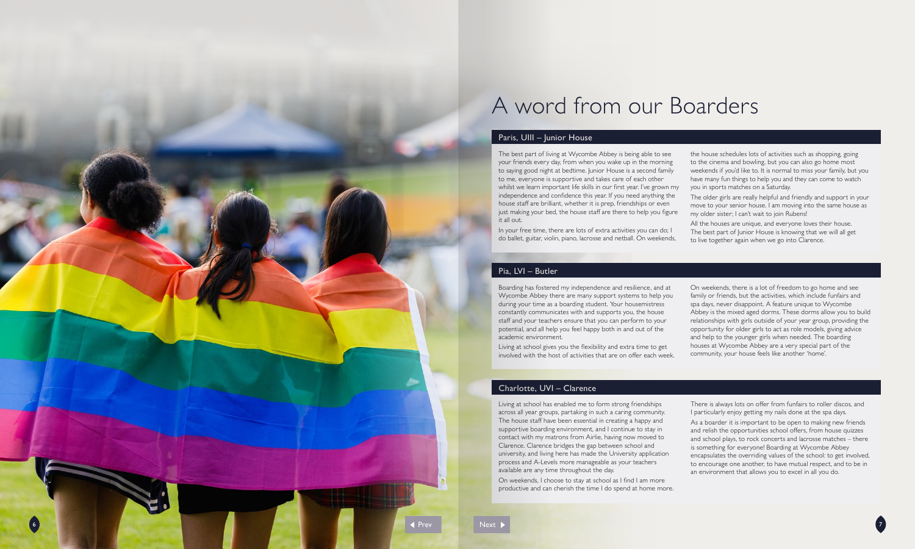# A word from our Boarders

## Paris, UIII – Junior House

The best part of living at Wycombe Abbey is being able to see your friends every day, from when you wake up in the morning to saying good night at bedtime. Junior House is a second family to me, everyone is supportive and takes care of each other whilst we learn important life skills in our first year. I've grown my independence and confidence this year. If you need anything the house staff are brilliant, whether it is prep, friendships or even just making your bed, the house staff are there to help you figure it all out.

In your free time, there are lots of extra activities you can do; I do ballet, guitar, violin, piano, lacrosse and netball. On weekends, the house schedules lots of activities such as shopping, going to the cinema and bowling, but you can also go home most weekends if you'd like to. It is normal to miss your family, but you have many fun things to help you and they can come to watch you in sports matches on a Saturday.

The older girls are really helpful and friendly and support in your move to your senior house. I am moving into the same house as my older sister; I can't wait to join Rubens!

All the houses are unique, and everyone loves their house. The best part of Junior House is knowing that we will all get to live together again when we go into Clarence.

## Pia, LVI – Butler

Boarding has fostered my independence and resilience, and at Wycombe Abbey there are many support systems to help you during your time as a boarding student. Your housemistress constantly communicates with and supports you, the house staff and your teachers ensure that you can perform to your potential, and all help you feel happy both in and out of the academic environment.

Living at school gives you the flexibility and extra time to get involved with the host of activities that are on offer each week.

On weekends, there is a lot of freedom to go home and see family or friends, but the activities, which include funfairs and spa days, never disappoint. A feature unique to Wycombe Abbey is the mixed aged dorms. These dorms allow you to build relationships with girls outside of your year group, providing the opportunity for older girls to act as role models, giving advice and help to the younger girls when needed. The boarding houses at Wycombe Abbey are a very special part of the community, your house feels like another 'home'.

## Charlotte, UVI – Clarence

Living at school has enabled me to form strong friendships across all year groups, partaking in such a caring community. The house staff have been essential in creating a happy and supportive boarding environment, and I continue to stay in contact with my matrons from Airlie, having now moved to Clarence. Clarence bridges the gap between school and university, and living here has made the University application process and A-Levels more manageable as your teachers available are any time throughout the day.

On weekends, I choose to stay at school as I find I am more productive and can cherish the time I do spend at home more.

There is always lots on offer from funfairs to roller discos, and I particularly enjoy getting my nails done at the spa days.

As a boarder it is important to be open to making new friends and relish the opportunities school offers, from house quizzes and school plays, to rock concerts and lacrosse matches – there is something for everyone! Boarding at Wycombe Abbey encapsulates the overriding values of the school: to get involved, to encourage one another, to have mutual respect, and to be in an environment that allows you to excel in all you do.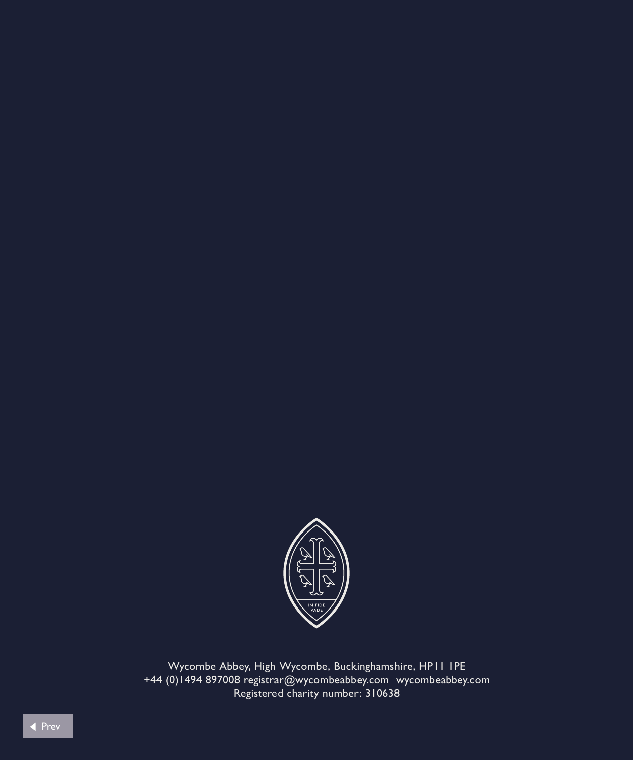IN FIDE VADE

Wycombe Abbey, High Wycombe, Buckinghamshire, HP11 1PE
+44 (0)1494 897008 registrar@wycombeabbey.com wycombeabbey.com
Registered charity number: 310638